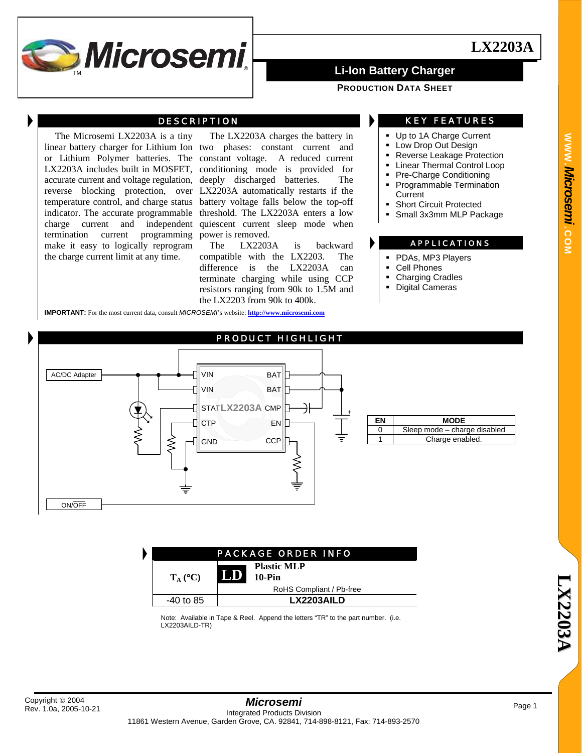# LX2203A

## Li-Ion Battery Charger

**PRODUCTION DATA SHEET**

## DESCRIPTION

The Microsemi LX2203A is a tiny linear battery charger for Lithium Ion or Lithium Polymer batteries. The LX2203A includes built in MOSFET, accurate current and voltage regulation, reverse blocking protection, over temperature control, and charge status indicator. The accurate programmable charge current and independent termination current programming make it easy to logically reprogram the charge current limit at any time.

The LX2203A charges the battery in two phases: constant current and constant voltage. A reduced current conditioning mode is provided for deeply discharged batteries. The LX2203A automatically restarts if the battery voltage falls below the top-off threshold. The LX2203A enters a low quiescent current sleep mode when power is removed.

The LX2203A is backward compatible with the LX2203. The difference is the LX2203A can terminate charging while using CCP resistors ranging from 90k to 1.5M and the LX2203 from 90k to 400k.

**IMPORTANT:** For the most current data, consult *MICROSEMI*'s website: http://www.microsemi.com

## KEY FEATURES

- Up to 1A Charge Current
- Low Drop Out Design
- Reverse Leakage Protection
- Linear Thermal Control Loop
- Pre-Charge Conditioning
- Programmable Termination Current
- Short Circuit Protected
- Small 3x3mm MLP Package

## APPLICATIONS

- PDAs, MP3 Players
- Cell Phones
- Charging Cradles
- Digital Cameras

## PRODUCT HIGHLIGHT

| EN | MODE |
|---|---|
| 0 | Sleep mode – charge disabled |
| 1 | Charge enabled. |

## PACKAGE ORDER INFO

| $T_A$ (°C) | LD Plastic MLP 10-Pin RoHS Compliant / Pb-free |
|---|---|
| -40 to 85 | LX2203AILD |

Note: Available in Tape & Reel. Append the letters "TR" to the part number. (i.e. LX2203AILD-TR)

Copyright © 2004
Rev. 1.0a, 2005-10-21

*Microsemi*
Integrated Products Division
11861 Western Avenue, Garden Grove, CA. 92841, 714-898-8121, Fax: 714-893-2570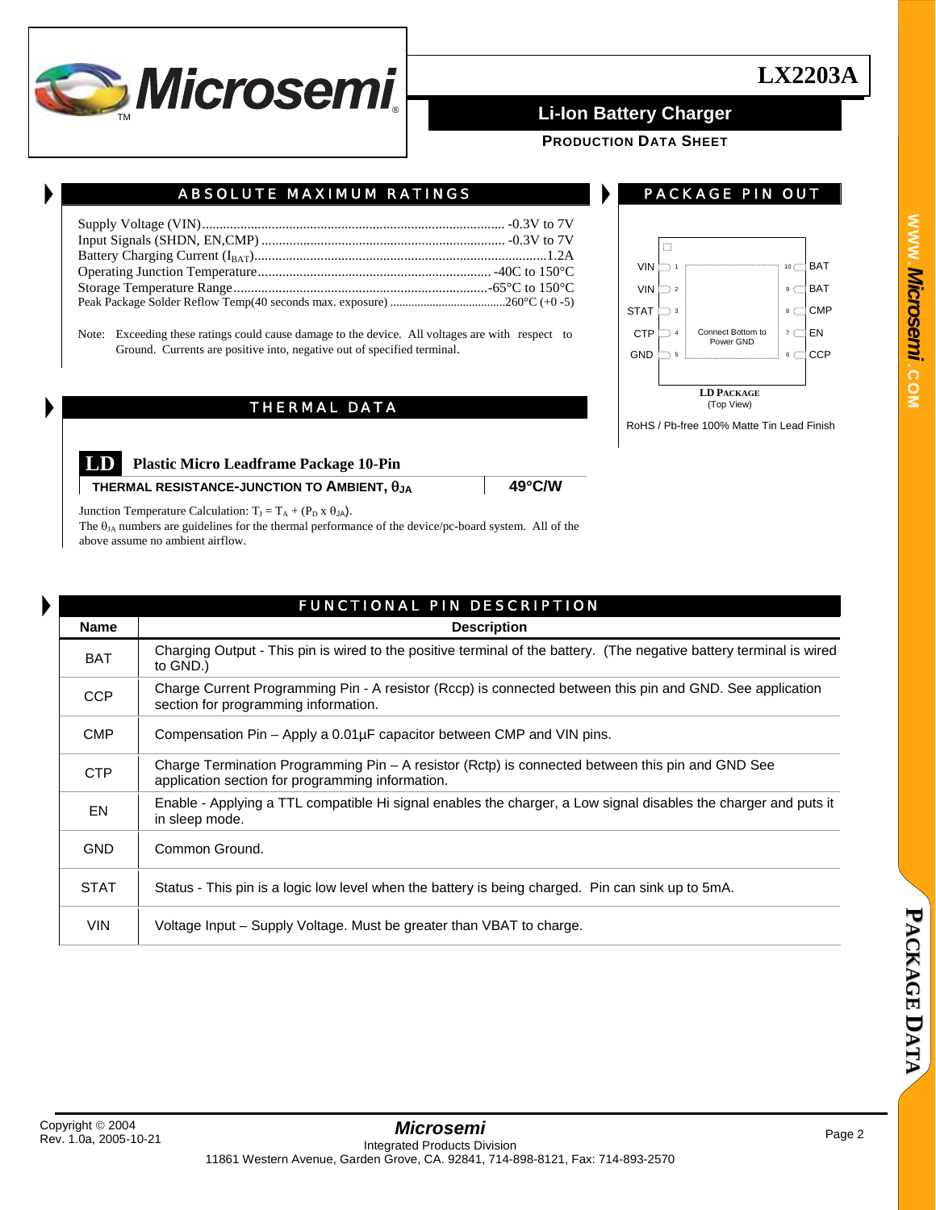## ABSOLUTE MAXIMUM RATINGS

Supply Voltage (VIN) ........................................ -0.3V to 7V
Input Signals (SHDN, EN,CMP) ........................................ -0.3V to 7V
Battery Charging Current ($I_{BAT}$) ........................................ 1.2A
Operating Junction Temperature ........................................ -40C to 150°C
Storage Temperature Range ........................................ -65°C to 150°C
Peak Package Solder Reflow Temp(40 seconds max. exposure) ........................................ 260°C (+0 -5)

Note: Exceeding these ratings could cause damage to the device. All voltages are with respect to Ground. Currents are positive into, negative out of specified terminal.

## PACKAGE PIN OUT

| Pin | Name | | Pin | Name |
|---|---|---|---|---|
| 1 | VIN | | 10 | BAT |
| 2 | VIN | | 9 | BAT |
| 3 | STAT | | 8 | CMP |
| 4 | CTP | | 7 | EN |
| 5 | GND | | 6 | CCP |

Connect Bottom to Power GND

**LD PACKAGE**
(Top View)

RoHS / Pb-free 100% Matte Tin Lead Finish

## THERMAL DATA

**LD** **Plastic Micro Leadframe Package 10-Pin**

| THERMAL RESISTANCE-JUNCTION TO AMBIENT, $\theta_{JA}$ | 49°C/W |
|---|---|

Junction Temperature Calculation: $T_J = T_A + (P_D \times \theta_{JA})$.
The $\theta_{JA}$ numbers are guidelines for the thermal performance of the device/pc-board system. All of the above assume no ambient airflow.

## FUNCTIONAL PIN DESCRIPTION

| Name | Description |
|---|---|
| BAT | Charging Output - This pin is wired to the positive terminal of the battery. (The negative battery terminal is wired to GND.) |
| CCP | Charge Current Programming Pin - A resistor (Rccp) is connected between this pin and GND. See application section for programming information. |
| CMP | Compensation Pin – Apply a 0.01µF capacitor between CMP and VIN pins. |
| CTP | Charge Termination Programming Pin – A resistor (Rctp) is connected between this pin and GND See application section for programming information. |
| EN | Enable - Applying a TTL compatible Hi signal enables the charger, a Low signal disables the charger and puts it in sleep mode. |
| GND | Common Ground. |
| STAT | Status - This pin is a logic low level when the battery is being charged. Pin can sink up to 5mA. |
| VIN | Voltage Input – Supply Voltage. Must be greater than VBAT to charge. |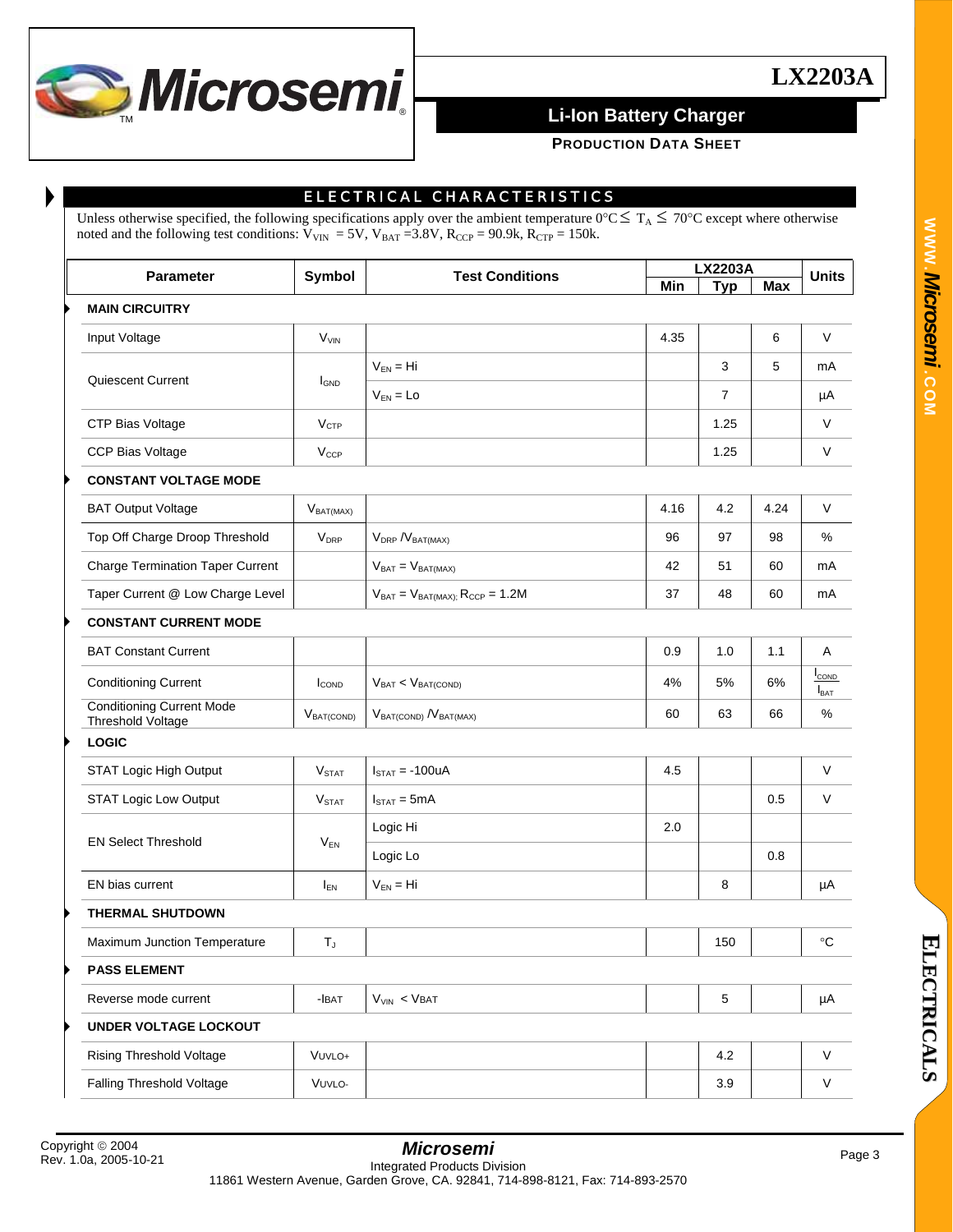## ELECTRICAL CHARACTERISTICS

Unless otherwise specified, the following specifications apply over the ambient temperature 0°C ≤ $T_A$ ≤ 70°C except where otherwise noted and the following test conditions: $V_{VIN}$ = 5V, $V_{BAT}$ = 3.8V, $R_{CCP}$ = 90.9k, $R_{CTP}$ = 150k.

| Parameter | Symbol | Test Conditions | LX2203A Min | LX2203A Typ | LX2203A Max | Units |
|---|---|---|---|---|---|---|
| **MAIN CIRCUITRY** | | | | | | |
| Input Voltage | $V_{VIN}$ | | 4.35 | | 6 | V |
| Quiescent Current | $I_{GND}$ | $V_{EN}$ = Hi | | 3 | 5 | mA |
| | | $V_{EN}$ = Lo | | 7 | | µA |
| CTP Bias Voltage | $V_{CTP}$ | | | 1.25 | | V |
| CCP Bias Voltage | $V_{CCP}$ | | | 1.25 | | V |
| **CONSTANT VOLTAGE MODE** | | | | | | |
| BAT Output Voltage | $V_{BAT(MAX)}$ | | 4.16 | 4.2 | 4.24 | V |
| Top Off Charge Droop Threshold | $V_{DRP}$ | $V_{DRP}$ / $V_{BAT(MAX)}$ | 96 | 97 | 98 | % |
| Charge Termination Taper Current | | $V_{BAT}$ = $V_{BAT(MAX)}$ | 42 | 51 | 60 | mA |
| Taper Current @ Low Charge Level | | $V_{BAT}$ = $V_{BAT(MAX)}$; $R_{CCP}$ = 1.2M | 37 | 48 | 60 | mA |
| **CONSTANT CURRENT MODE** | | | | | | |
| BAT Constant Current | | | 0.9 | 1.0 | 1.1 | A |
| Conditioning Current | $I_{COND}$ | $V_{BAT}$ < $V_{BAT(COND)}$ | 4% | 5% | 6% | $I_{COND}$ / $I_{BAT}$ |
| Conditioning Current Mode Threshold Voltage | $V_{BAT(COND)}$ | $V_{BAT(COND)}$ / $V_{BAT(MAX)}$ | 60 | 63 | 66 | % |
| **LOGIC** | | | | | | |
| STAT Logic High Output | $V_{STAT}$ | $I_{STAT}$ = -100uA | 4.5 | | | V |
| STAT Logic Low Output | $V_{STAT}$ | $I_{STAT}$ = 5mA | | | 0.5 | V |
| EN Select Threshold | $V_{EN}$ | Logic Hi | 2.0 | | | |
| | | Logic Lo | | | 0.8 | |
| EN bias current | $I_{EN}$ | $V_{EN}$ = Hi | | 8 | | µA |
| **THERMAL SHUTDOWN** | | | | | | |
| Maximum Junction Temperature | $T_J$ | | | 150 | | °C |
| **PASS ELEMENT** | | | | | | |
| Reverse mode current | -IBAT | $V_{VIN}$ < VBAT | | 5 | | µA |
| **UNDER VOLTAGE LOCKOUT** | | | | | | |
| Rising Threshold Voltage | VUVLO+ | | | 4.2 | | V |
| Falling Threshold Voltage | VUVLO- | | | 3.9 | | V |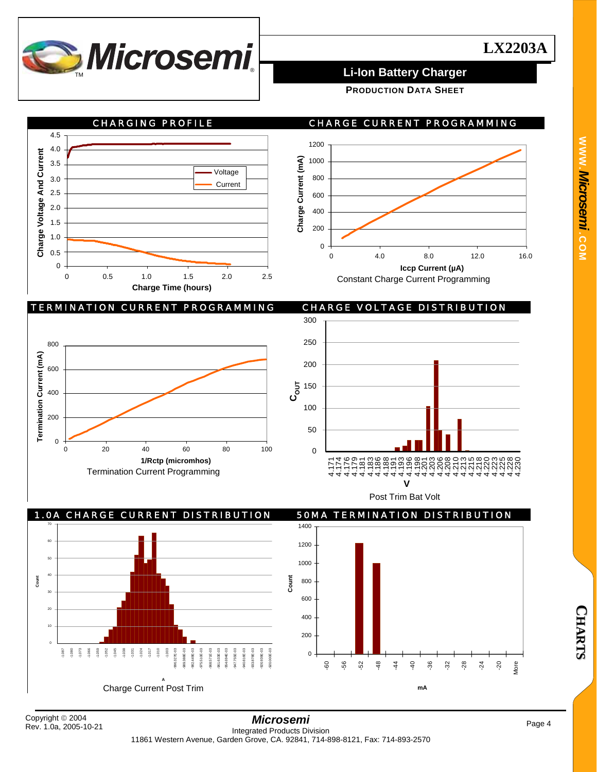# CHARTS

## CHARGING PROFILE

Charge Voltage And Current

Voltage
Current

Charge Time (hours)

## CHARGE CURRENT PROGRAMMING

Charge Current (mA)

Iccp Current (μA)

Constant Charge Current Programming

## TERMINATION CURRENT PROGRAMMING

Termination Current (mA)

1/Rctp (micromhos)

Termination Current Programming

## CHARGE VOLTAGE DISTRIBUTION

$C_{OUT}$

V

Post Trim Bat Volt

## 1.0A CHARGE CURRENT DISTRIBUTION

Count

A

Charge Current Post Trim

## 50MA TERMINATION DISTRIBUTION

Count

mA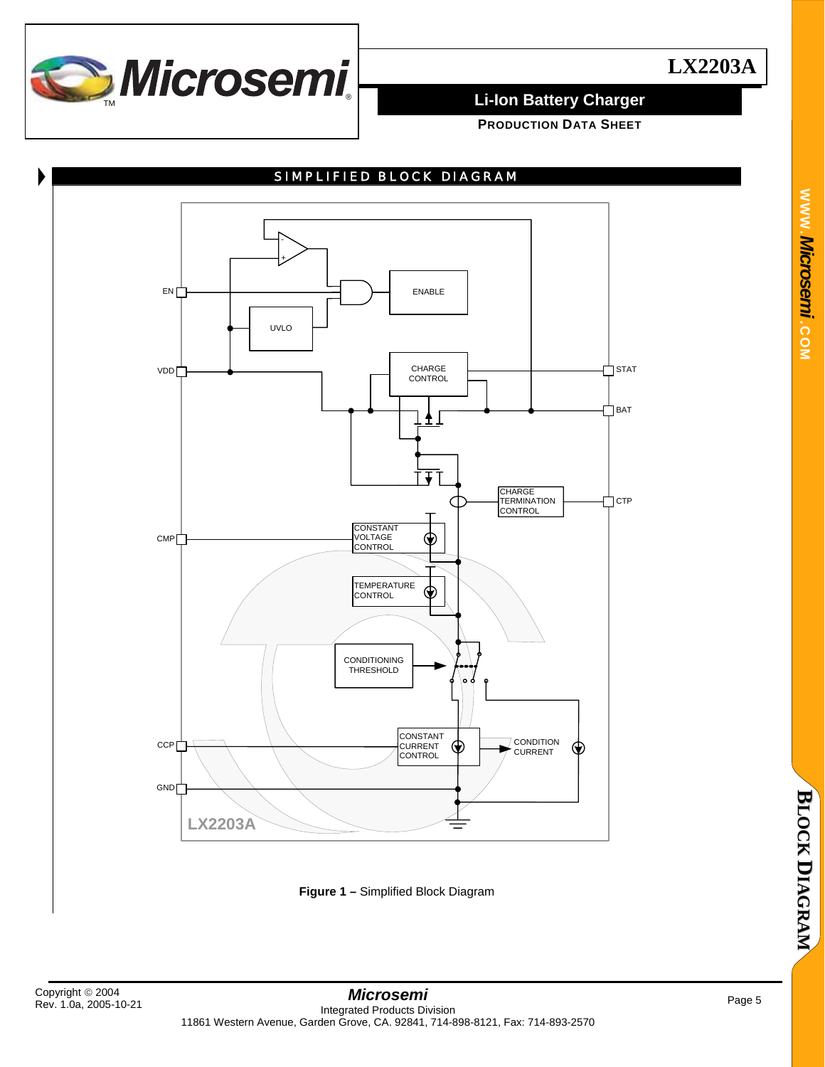## SIMPLIFIED BLOCK DIAGRAM

**Figure 1 –** Simplified Block Diagram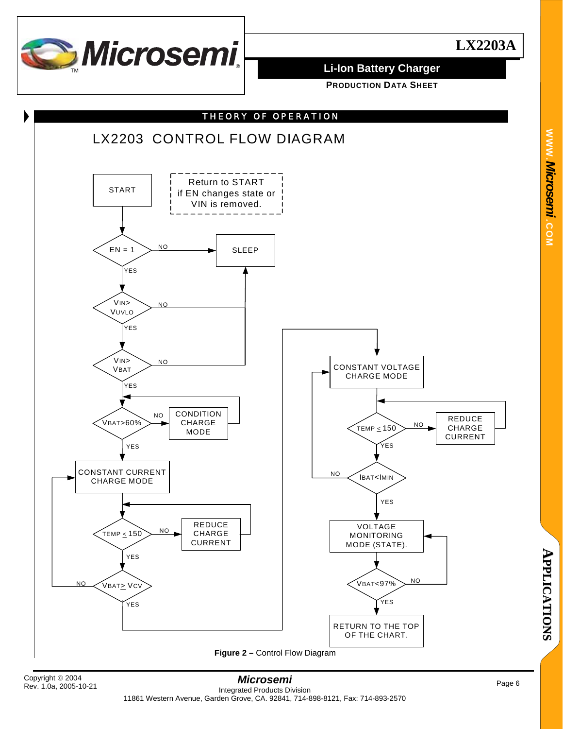## THEORY OF OPERATION

### LX2203 CONTROL FLOW DIAGRAM

START

Return to START if EN changes state or VIN is removed.

EN = 1 — NO → SLEEP; YES ↓

VIN > VUVLO — NO → SLEEP; YES ↓

VIN > VBAT — NO → SLEEP; YES ↓

VBAT>60% — NO → CONDITION CHARGE MODE (returns to VBAT>60%); YES ↓

CONSTANT CURRENT CHARGE MODE

TEMP ≤ 150 — NO → REDUCE CHARGE CURRENT (returns to TEMP ≤ 150); YES ↓

VBAT ≥ VCV — NO → CONSTANT CURRENT CHARGE MODE; YES ↓

CONSTANT VOLTAGE CHARGE MODE

TEMP ≤ 150 — NO → REDUCE CHARGE CURRENT (returns to TEMP ≤ 150); YES ↓

IBAT<IMIN — NO → CONSTANT VOLTAGE CHARGE MODE; YES ↓

VOLTAGE MONITORING MODE (STATE).

VBAT<97% — NO → VOLTAGE MONITORING MODE (STATE); YES ↓

RETURN TO THE TOP OF THE CHART.

**Figure 2 –** Control Flow Diagram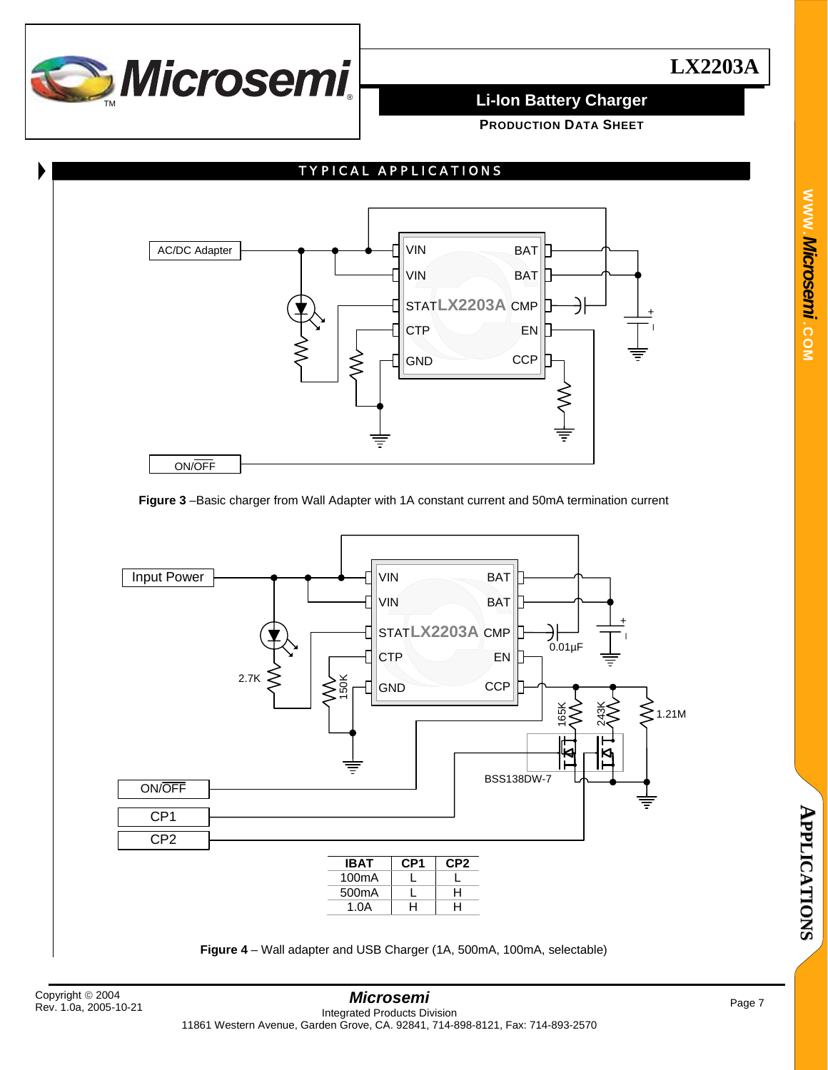## TYPICAL APPLICATIONS

**Figure 3** –Basic charger from Wall Adapter with 1A constant current and 50mA termination current

| IBAT | CP1 | CP2 |
|---|---|---|
| 100mA | L | L |
| 500mA | L | H |
| 1.0A | H | H |

**Figure 4** – Wall adapter and USB Charger (1A, 500mA, 100mA, selectable)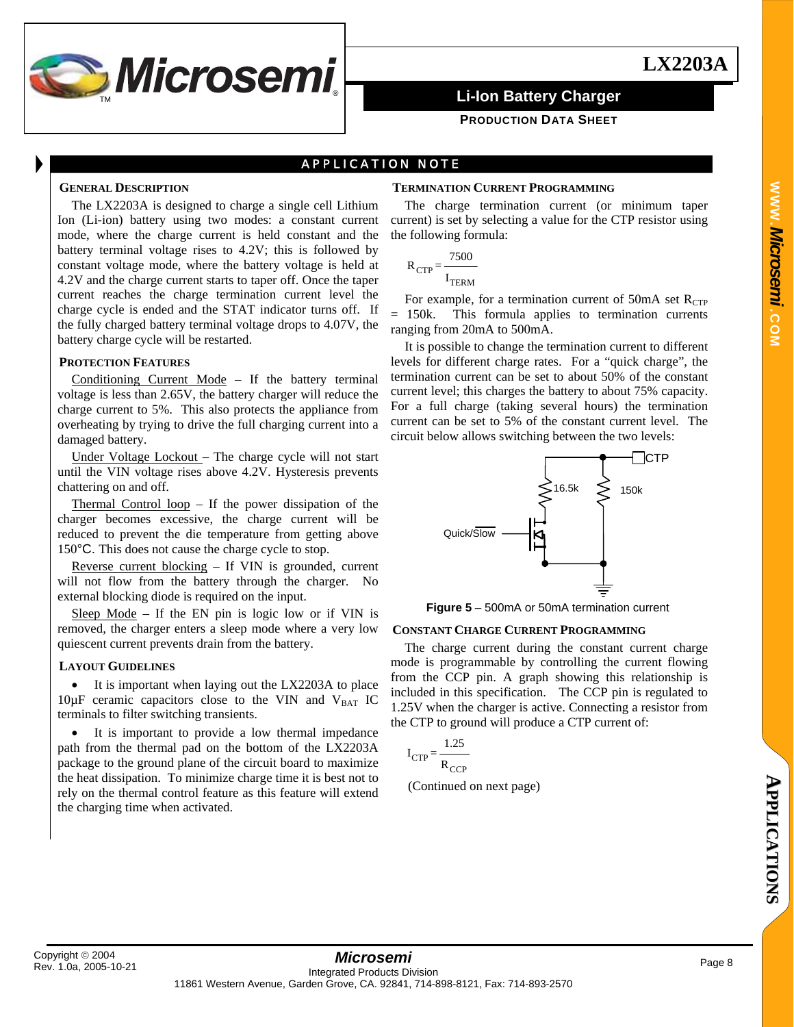## APPLICATION NOTE

### General Description

The LX2203A is designed to charge a single cell Lithium Ion (Li-ion) battery using two modes: a constant current mode, where the charge current is held constant and the battery terminal voltage rises to 4.2V; this is followed by constant voltage mode, where the battery voltage is held at 4.2V and the charge current starts to taper off. Once the taper current reaches the charge termination current level the charge cycle is ended and the STAT indicator turns off. If the fully charged battery terminal voltage drops to 4.07V, the battery charge cycle will be restarted.

### Protection Features

Conditioning Current Mode – If the battery terminal voltage is less than 2.65V, the battery charger will reduce the charge current to 5%. This also protects the appliance from overheating by trying to drive the full charging current into a damaged battery.

Under Voltage Lockout – The charge cycle will not start until the VIN voltage rises above 4.2V. Hysteresis prevents chattering on and off.

Thermal Control loop – If the power dissipation of the charger becomes excessive, the charge current will be reduced to prevent the die temperature from getting above 150°C. This does not cause the charge cycle to stop.

Reverse current blocking – If VIN is grounded, current will not flow from the battery through the charger. No external blocking diode is required on the input.

Sleep Mode – If the EN pin is logic low or if VIN is removed, the charger enters a sleep mode where a very low quiescent current prevents drain from the battery.

### Layout Guidelines

- It is important when laying out the LX2203A to place 10µF ceramic capacitors close to the VIN and $V_{BAT}$ IC terminals to filter switching transients.
- It is important to provide a low thermal impedance path from the thermal pad on the bottom of the LX2203A package to the ground plane of the circuit board to maximize the heat dissipation. To minimize charge time it is best not to rely on the thermal control feature as this feature will extend the charging time when activated.

### Termination Current Programming

The charge termination current (or minimum taper current) is set by selecting a value for the CTP resistor using the following formula:

$$R_{CTP} = \frac{7500}{I_{TERM}}$$

For example, for a termination current of 50mA set $R_{CTP}$ = 150k. This formula applies to termination currents ranging from 20mA to 500mA.

It is possible to change the termination current to different levels for different charge rates. For a "quick charge", the termination current can be set to about 50% of the constant current level; this charges the battery to about 75% capacity. For a full charge (taking several hours) the termination current can be set to 5% of the constant current level. The circuit below allows switching between the two levels:

CTP | 16.5k | 150k | Quick/$\overline{\text{Slow}}$

**Figure 5** – 500mA or 50mA termination current

### Constant Charge Current Programming

The charge current during the constant current charge mode is programmable by controlling the current flowing from the CCP pin. A graph showing this relationship is included in this specification. The CCP pin is regulated to 1.25V when the charger is active. Connecting a resistor from the CTP to ground will produce a CTP current of:

$$I_{CTP} = \frac{1.25}{R_{CCP}}$$

(Continued on next page)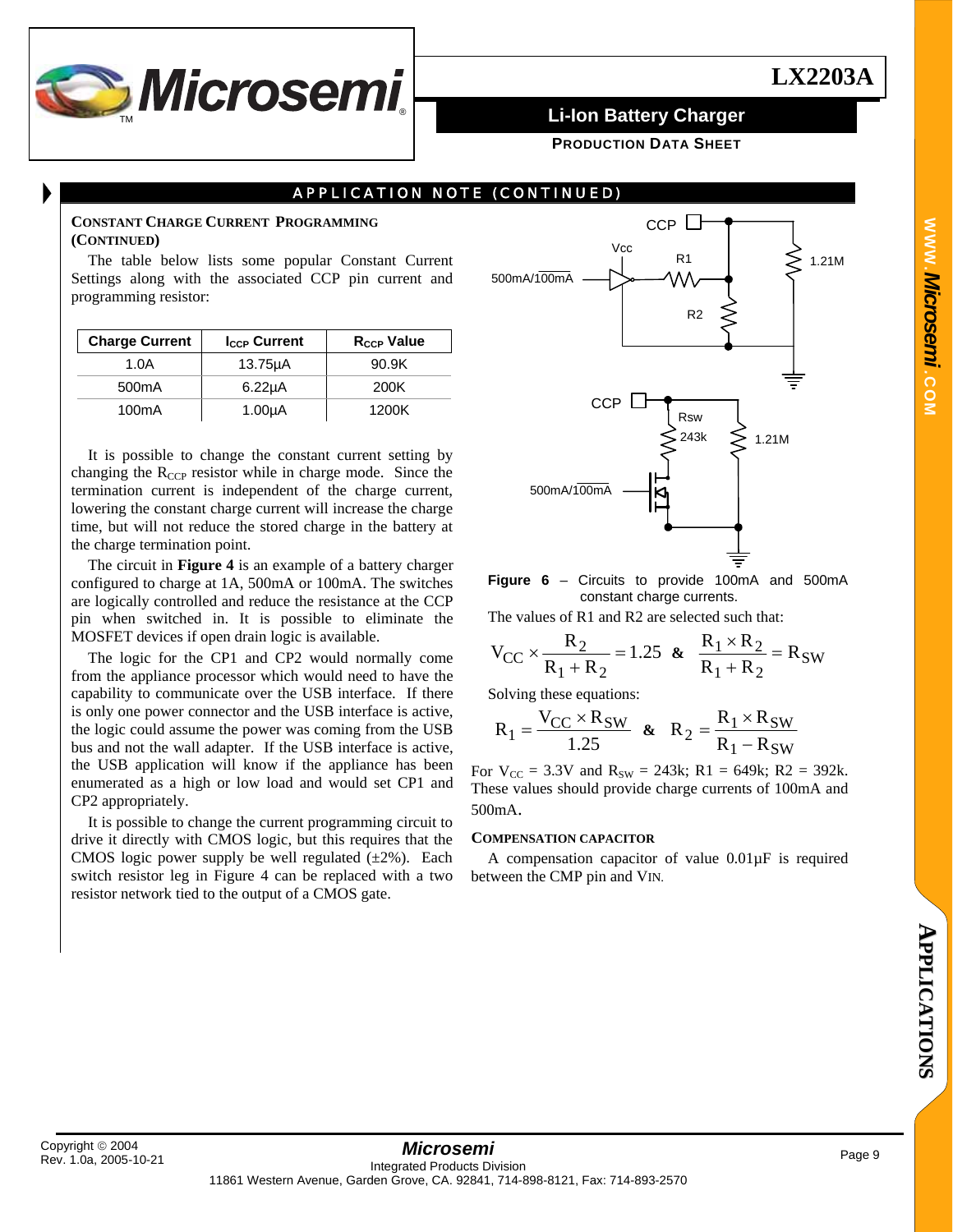## APPLICATION NOTE (CONTINUED)

### CONSTANT CHARGE CURRENT PROGRAMMING (CONTINUED)

The table below lists some popular Constant Current Settings along with the associated CCP pin current and programming resistor:

| Charge Current | $I_{CCP}$ Current | $R_{CCP}$ Value |
|---|---|---|
| 1.0A | 13.75µA | 90.9K |
| 500mA | 6.22µA | 200K |
| 100mA | 1.00µA | 1200K |

It is possible to change the constant current setting by changing the $R_{CCP}$ resistor while in charge mode. Since the termination current is independent of the charge current, lowering the constant charge current will increase the charge time, but will not reduce the stored charge in the battery at the charge termination point.

The circuit in **Figure 4** is an example of a battery charger configured to charge at 1A, 500mA or 100mA. The switches are logically controlled and reduce the resistance at the CCP pin when switched in. It is possible to eliminate the MOSFET devices if open drain logic is available.

The logic for the CP1 and CP2 would normally come from the appliance processor which would need to have the capability to communicate over the USB interface. If there is only one power connector and the USB interface is active, the logic could assume the power was coming from the USB bus and not the wall adapter. If the USB interface is active, the USB application will know if the appliance has been enumerated as a high or low load and would set CP1 and CP2 appropriately.

It is possible to change the current programming circuit to drive it directly with CMOS logic, but this requires that the CMOS logic power supply be well regulated (±2%). Each switch resistor leg in Figure 4 can be replaced with a two resistor network tied to the output of a CMOS gate.

**Figure 6** – Circuits to provide 100mA and 500mA constant charge currents.

The values of R1 and R2 are selected such that:

$$V_{CC} \times \frac{R_2}{R_1 + R_2} = 1.25 \quad \& \quad \frac{R_1 \times R_2}{R_1 + R_2} = R_{SW}$$

Solving these equations:

$$R_1 = \frac{V_{CC} \times R_{SW}}{1.25} \quad \& \quad R_2 = \frac{R_1 \times R_{SW}}{R_1 - R_{SW}}$$

For $V_{CC}$ = 3.3V and $R_{SW}$ = 243k; R1 = 649k; R2 = 392k. These values should provide charge currents of 100mA and 500mA.

### COMPENSATION CAPACITOR

A compensation capacitor of value 0.01µF is required between the CMP pin and VIN.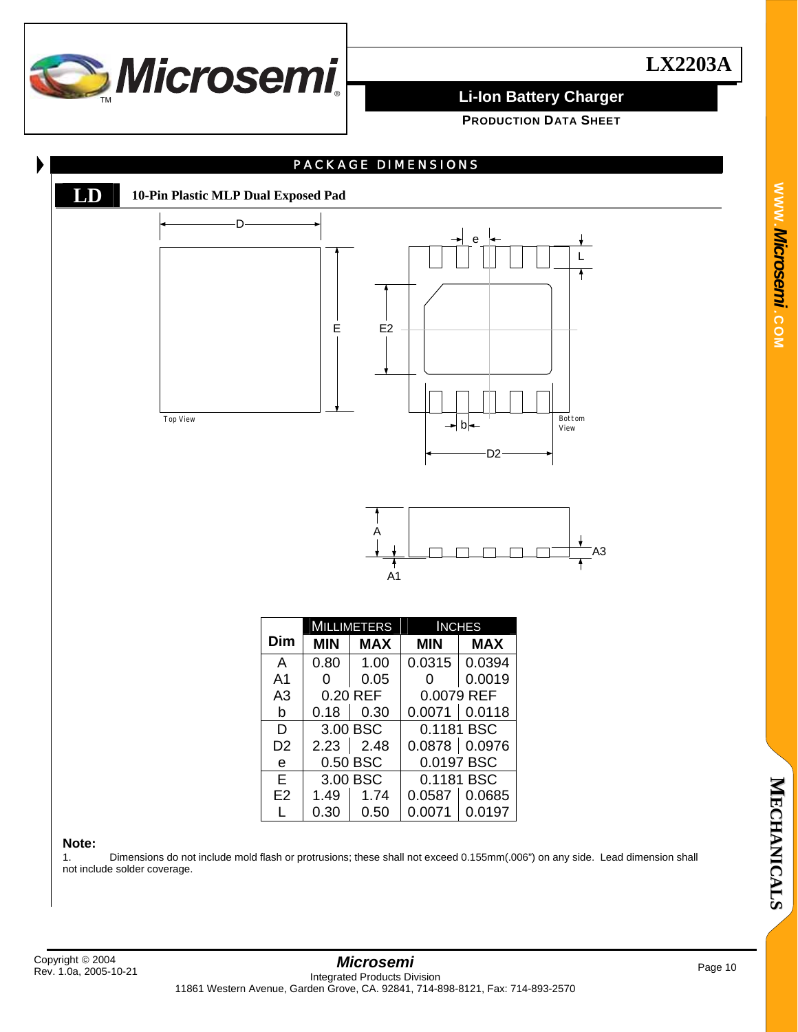## PACKAGE DIMENSIONS

### LD — 10-Pin Plastic MLP Dual Exposed Pad

| Dim | MILLIMETERS MIN | MILLIMETERS MAX | INCHES MIN | INCHES MAX |
|---|---|---|---|---|
| A | 0.80 | 1.00 | 0.0315 | 0.0394 |
| A1 | 0 | 0.05 | 0 | 0.0019 |
| A3 | 0.20 REF | | 0.0079 REF | |
| b | 0.18 | 0.30 | 0.0071 | 0.0118 |
| D | 3.00 BSC | | 0.1181 BSC | |
| D2 | 2.23 | 2.48 | 0.0878 | 0.0976 |
| e | 0.50 BSC | | 0.0197 BSC | |
| E | 3.00 BSC | | 0.1181 BSC | |
| E2 | 1.49 | 1.74 | 0.0587 | 0.0685 |
| L | 0.30 | 0.50 | 0.0071 | 0.0197 |

**Note:**

1. Dimensions do not include mold flash or protrusions; these shall not exceed 0.155mm(.006") on any side. Lead dimension shall not include solder coverage.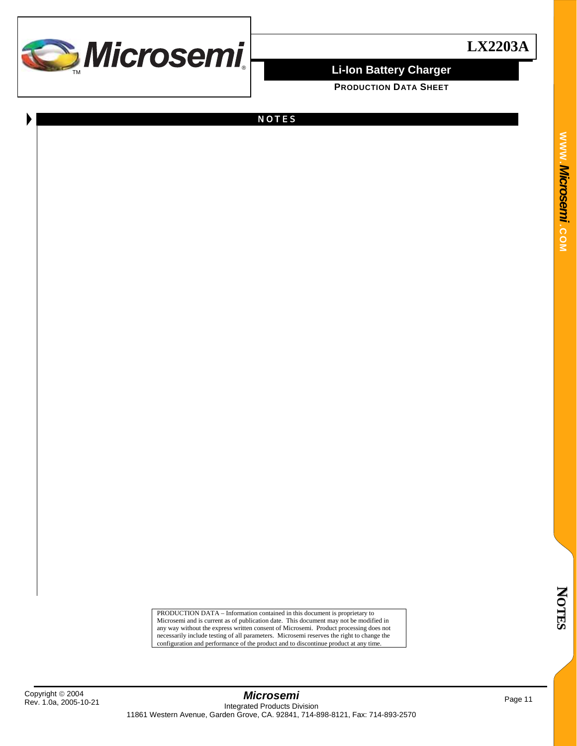## NOTES

PRODUCTION DATA – Information contained in this document is proprietary to Microsemi and is current as of publication date. This document may not be modified in any way without the express written consent of Microsemi. Product processing does not necessarily include testing of all parameters. Microsemi reserves the right to change the configuration and performance of the product and to discontinue product at any time.